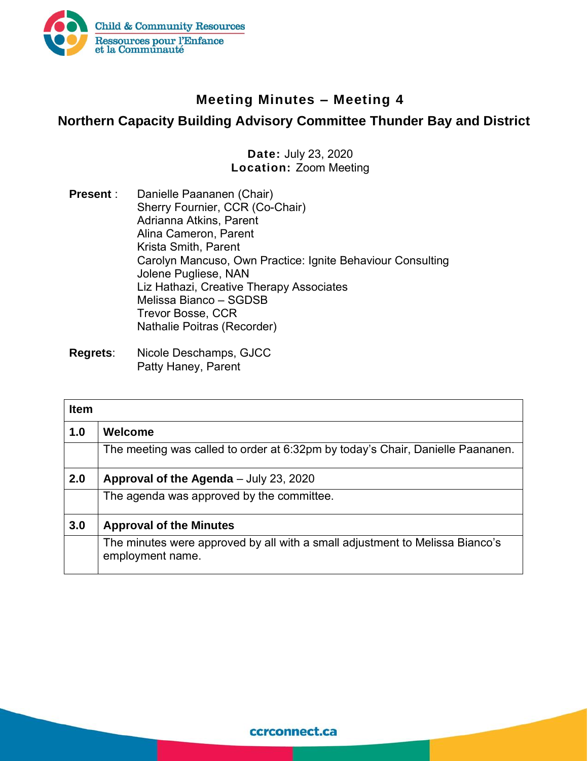# Meeting Minutes – Meeting 4

## Northern Capacity Building Advisory Committee Thunder Bay and District

**Date:** July 23, 2020
**Location:** Zoom Meeting

**Present** :
Danielle Paananen (Chair)
Sherry Fournier, CCR (Co-Chair)
Adrianna Atkins, Parent
Alina Cameron, Parent
Krista Smith, Parent
Carolyn Mancuso, Own Practice: Ignite Behaviour Consulting
Jolene Pugliese, NAN
Liz Hathazi, Creative Therapy Associates
Melissa Bianco – SGDSB
Trevor Bosse, CCR
Nathalie Poitras (Recorder)

**Regrets**:
Nicole Deschamps, GJCC
Patty Haney, Parent

| Item | |
|---|---|
| **1.0** | **Welcome** |
| | The meeting was called to order at 6:32pm by today's Chair, Danielle Paananen. |
| **2.0** | **Approval of the Agenda** – July 23, 2020 |
| | The agenda was approved by the committee. |
| **3.0** | **Approval of the Minutes** |
| | The minutes were approved by all with a small adjustment to Melissa Bianco's employment name. |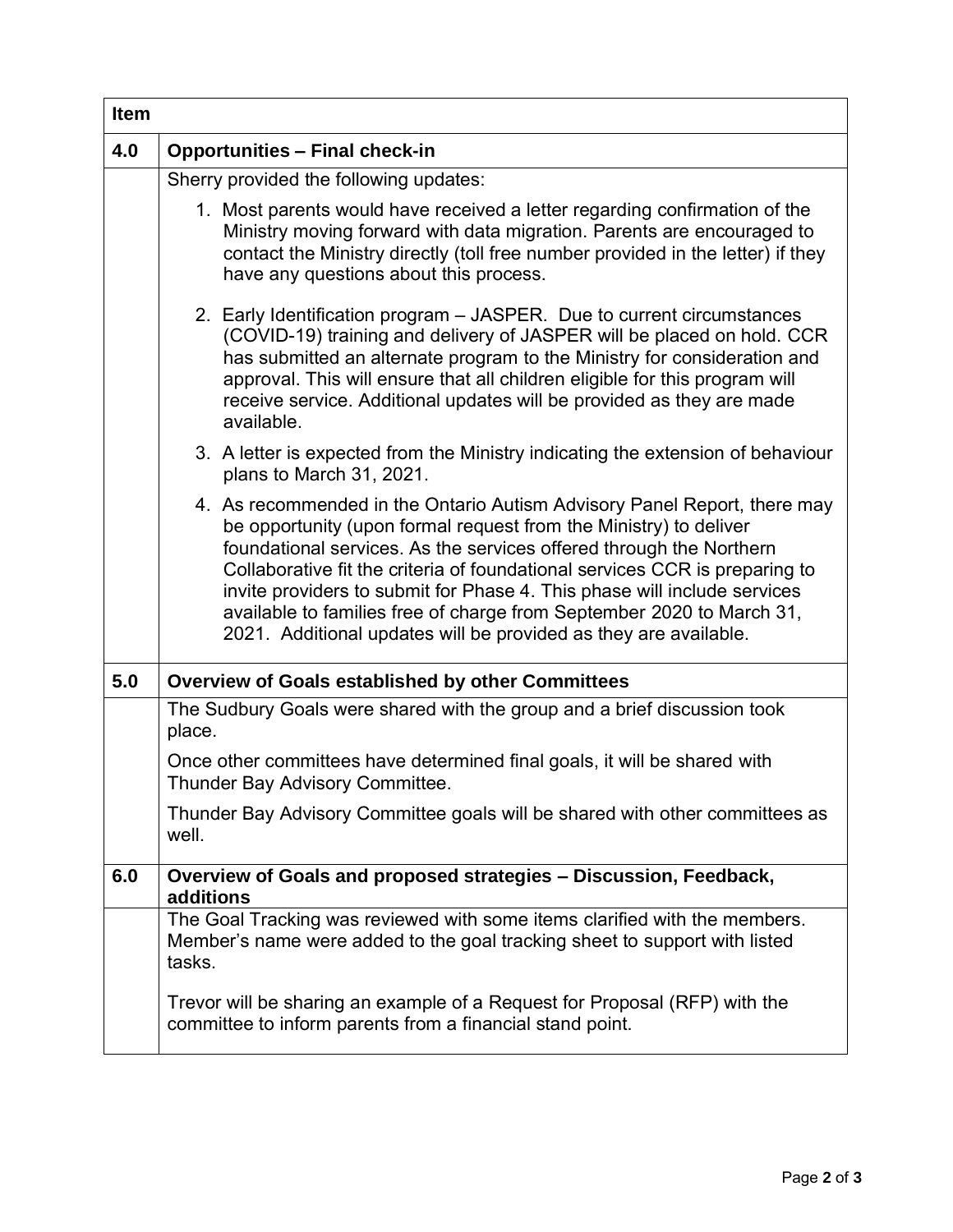| Item | |
|---|---|
| **4.0** | **Opportunities – Final check-in** |
| | Sherry provided the following updates:<br><br>1. Most parents would have received a letter regarding confirmation of the Ministry moving forward with data migration. Parents are encouraged to contact the Ministry directly (toll free number provided in the letter) if they have any questions about this process.<br><br>2. Early Identification program – JASPER. Due to current circumstances (COVID-19) training and delivery of JASPER will be placed on hold. CCR has submitted an alternate program to the Ministry for consideration and approval. This will ensure that all children eligible for this program will receive service. Additional updates will be provided as they are made available.<br><br>3. A letter is expected from the Ministry indicating the extension of behaviour plans to March 31, 2021.<br><br>4. As recommended in the Ontario Autism Advisory Panel Report, there may be opportunity (upon formal request from the Ministry) to deliver foundational services. As the services offered through the Northern Collaborative fit the criteria of foundational services CCR is preparing to invite providers to submit for Phase 4. This phase will include services available to families free of charge from September 2020 to March 31, 2021. Additional updates will be provided as they are available. |
| **5.0** | **Overview of Goals established by other Committees** |
| | The Sudbury Goals were shared with the group and a brief discussion took place.<br><br>Once other committees have determined final goals, it will be shared with Thunder Bay Advisory Committee.<br><br>Thunder Bay Advisory Committee goals will be shared with other committees as well. |
| **6.0** | **Overview of Goals and proposed strategies – Discussion, Feedback, additions** |
| | The Goal Tracking was reviewed with some items clarified with the members. Member's name were added to the goal tracking sheet to support with listed tasks.<br><br>Trevor will be sharing an example of a Request for Proposal (RFP) with the committee to inform parents from a financial stand point. |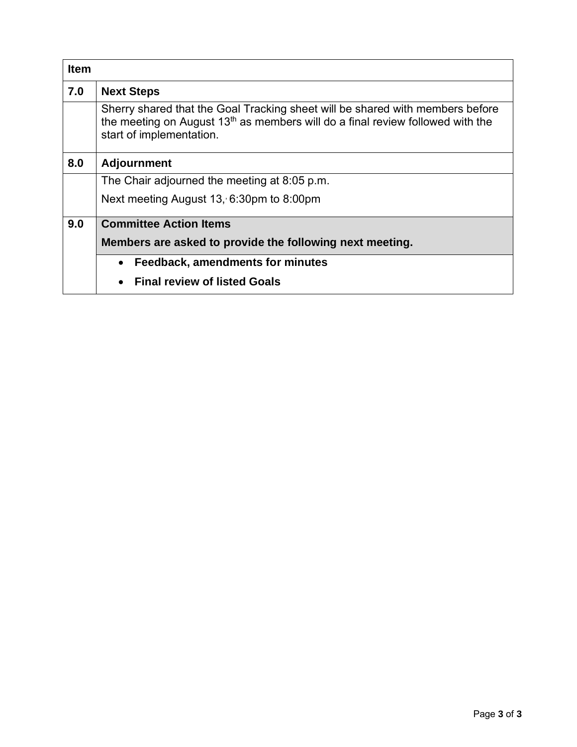| Item | |
|---|---|
| **7.0** | **Next Steps** |
| | Sherry shared that the Goal Tracking sheet will be shared with members before the meeting on August 13th as members will do a final review followed with the start of implementation. |
| **8.0** | **Adjournment** |
| | The Chair adjourned the meeting at 8:05 p.m.<br>Next meeting August 13, 6:30pm to 8:00pm |
| **9.0** | **Committee Action Items**<br>**Members are asked to provide the following next meeting.** |
| | • **Feedback, amendments for minutes**<br>• **Final review of listed Goals** |